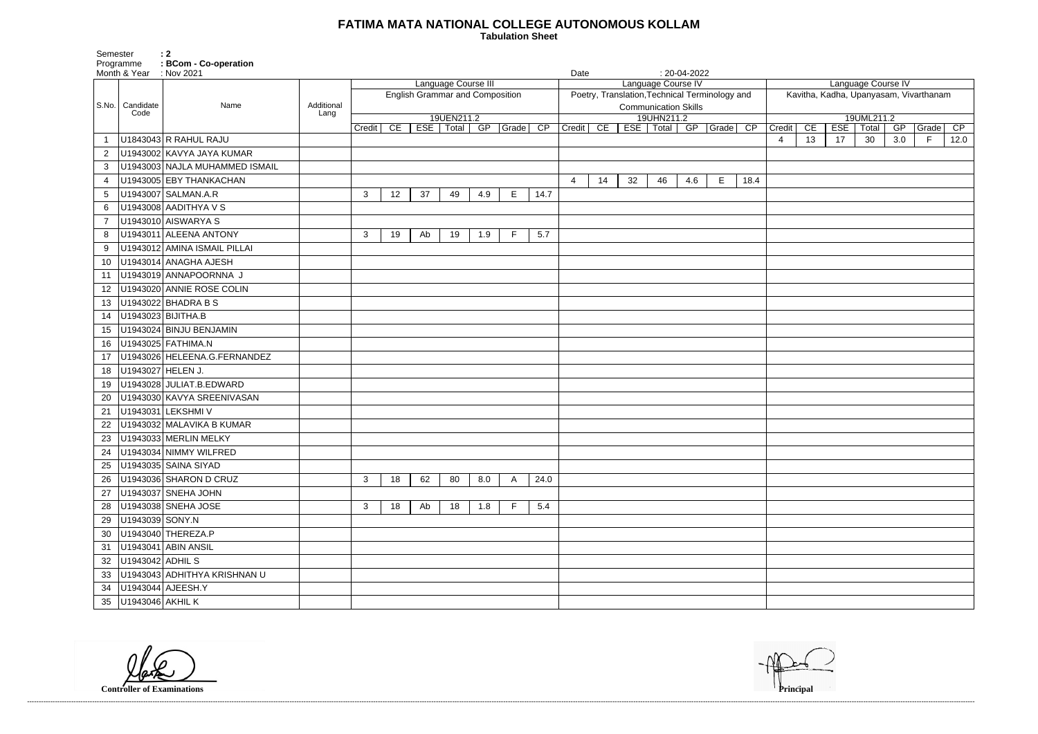# FATIMA MATA NATIONAL COLLEGE AUTONOMOUS KOLLAM

**Tabulation Sheet**

Semester : 2
Programme : BCom - Co-operation
Month & Year : Nov 2021
Date : 20-04-2022

| S.No. | Candidate Code | Name | Additional Lang | Language Course III | | | | | | | Language Course IV | | | | | | | Language Course IV | | | | | | |
|---|---|---|---|---|---|---|---|---|---|---|---|---|---|---|---|---|---|---|---|---|---|---|---|---|
| | | | | English Grammar and Composition | | | | | | | Poetry, Translation,Technical Terminology and Communication Skills | | | | | | | Kavitha, Kadha, Upanyasam, Vivarthanam | | | | | | |
| | | | | 19UEN211.2 | | | | | | | 19UHN211.2 | | | | | | | 19UML211.2 | | | | | | |
| | | | | Credit | CE | ESE | Total | GP | Grade | CP | Credit | CE | ESE | Total | GP | Grade | CP | Credit | CE | ESE | Total | GP | Grade | CP |
| 1 | U1843043 | R RAHUL RAJU | | | | | | | | | | | | | | | | 4 | 13 | 17 | 30 | 3.0 | F | 12.0 |
| 2 | U1943002 | KAVYA JAYA KUMAR | | | | | | | | | | | | | | | | | | | | | | |
| 3 | U1943003 | NAJLA MUHAMMED ISMAIL | | | | | | | | | | | | | | | | | | | | | | |
| 4 | U1943005 | EBY THANKACHAN | | | | | | | | | 4 | 14 | 32 | 46 | 4.6 | E | 18.4 | | | | | | | |
| 5 | U1943007 | SALMAN.A.R | | 3 | 12 | 37 | 49 | 4.9 | E | 14.7 | | | | | | | | | | | | | | |
| 6 | U1943008 | AADITHYA V S | | | | | | | | | | | | | | | | | | | | | | |
| 7 | U1943010 | AISWARYA S | | | | | | | | | | | | | | | | | | | | | | |
| 8 | U1943011 | ALEENA ANTONY | | 3 | 19 | Ab | 19 | 1.9 | F | 5.7 | | | | | | | | | | | | | | |
| 9 | U1943012 | AMINA ISMAIL PILLAI | | | | | | | | | | | | | | | | | | | | | | |
| 10 | U1943014 | ANAGHA AJESH | | | | | | | | | | | | | | | | | | | | | | |
| 11 | U1943019 | ANNAPOORNNA J | | | | | | | | | | | | | | | | | | | | | | |
| 12 | U1943020 | ANNIE ROSE COLIN | | | | | | | | | | | | | | | | | | | | | | |
| 13 | U1943022 | BHADRA B S | | | | | | | | | | | | | | | | | | | | | | |
| 14 | U1943023 | BIJITHA.B | | | | | | | | | | | | | | | | | | | | | | |
| 15 | U1943024 | BINJU BENJAMIN | | | | | | | | | | | | | | | | | | | | | | |
| 16 | U1943025 | FATHIMA.N | | | | | | | | | | | | | | | | | | | | | | |
| 17 | U1943026 | HELEENA.G.FERNANDEZ | | | | | | | | | | | | | | | | | | | | | | |
| 18 | U1943027 | HELEN J. | | | | | | | | | | | | | | | | | | | | | | |
| 19 | U1943028 | JULIAT.B.EDWARD | | | | | | | | | | | | | | | | | | | | | | |
| 20 | U1943030 | KAVYA SREENIVASAN | | | | | | | | | | | | | | | | | | | | | | |
| 21 | U1943031 | LEKSHMI V | | | | | | | | | | | | | | | | | | | | | | |
| 22 | U1943032 | MALAVIKA B KUMAR | | | | | | | | | | | | | | | | | | | | | | |
| 23 | U1943033 | MERLIN MELKY | | | | | | | | | | | | | | | | | | | | | | |
| 24 | U1943034 | NIMMY WILFRED | | | | | | | | | | | | | | | | | | | | | | |
| 25 | U1943035 | SAINA SIYAD | | | | | | | | | | | | | | | | | | | | | | |
| 26 | U1943036 | SHARON D CRUZ | | 3 | 18 | 62 | 80 | 8.0 | A | 24.0 | | | | | | | | | | | | | | |
| 27 | U1943037 | SNEHA JOHN | | | | | | | | | | | | | | | | | | | | | | |
| 28 | U1943038 | SNEHA JOSE | | 3 | 18 | Ab | 18 | 1.8 | F | 5.4 | | | | | | | | | | | | | | |
| 29 | U1943039 | SONY.N | | | | | | | | | | | | | | | | | | | | | | |
| 30 | U1943040 | THEREZA.P | | | | | | | | | | | | | | | | | | | | | | |
| 31 | U1943041 | ABIN ANSIL | | | | | | | | | | | | | | | | | | | | | | |
| 32 | U1943042 | ADHIL S | | | | | | | | | | | | | | | | | | | | | | |
| 33 | U1943043 | ADHITHYA KRISHNAN U | | | | | | | | | | | | | | | | | | | | | | |
| 34 | U1943044 | AJEESH.Y | | | | | | | | | | | | | | | | | | | | | | |
| 35 | U1943046 | AKHIL K | | | | | | | | | | | | | | | | | | | | | | |

**Controller of Examinations**

**Principal**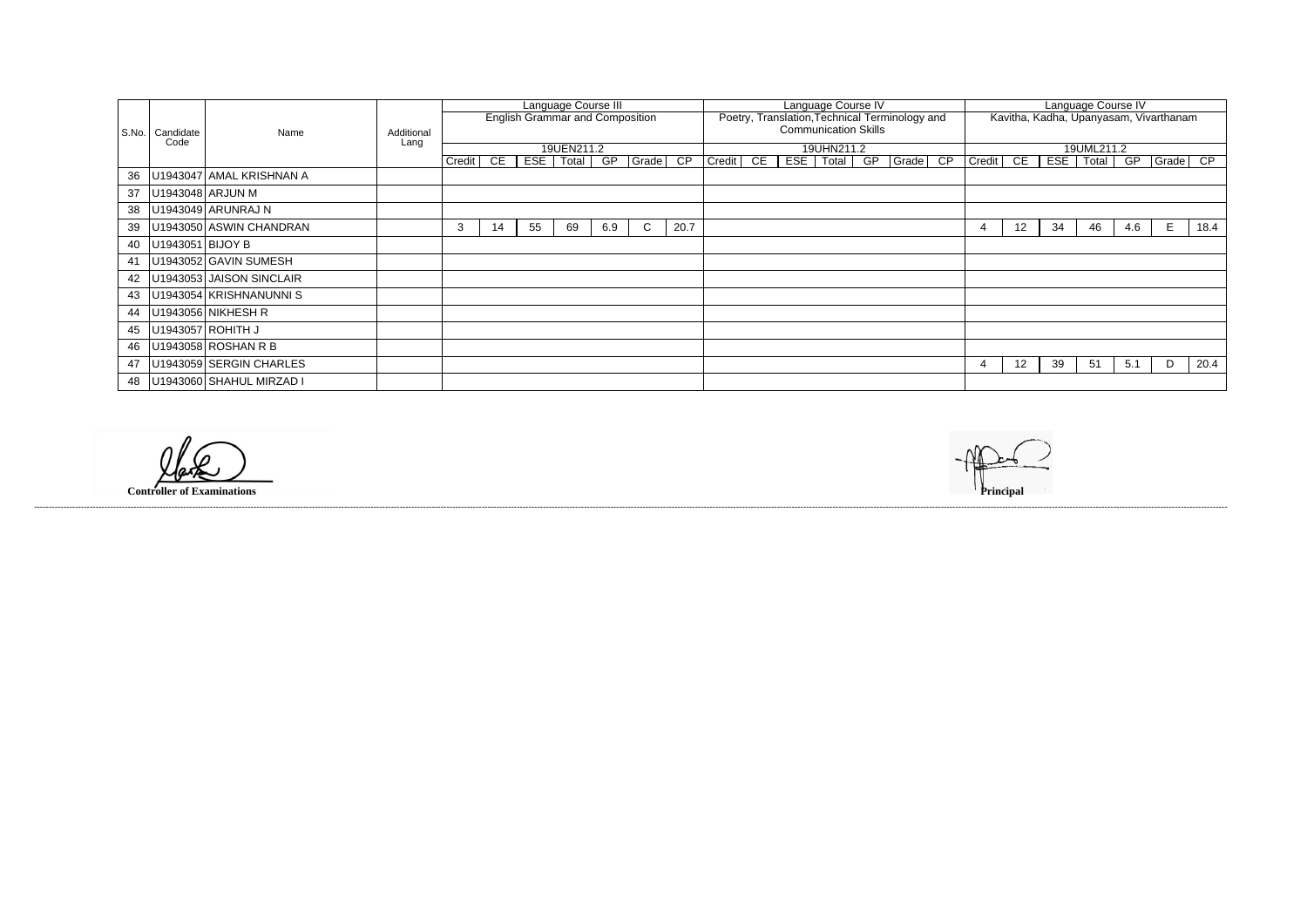| S.No. | Candidate Code | Name | Additional Lang | Language Course III | | | | | | | Language Course IV | | | | | | | Language Course IV | | | | | | |
|---|---|---|---|---|---|---|---|---|---|---|---|---|---|---|---|---|---|---|---|---|---|---|---|---|
| | | | | English Grammar and Composition | | | | | | | Poetry, Translation,Technical Terminology and Communication Skills | | | | | | | Kavitha, Kadha, Upanyasam, Vivarthanam | | | | | | |
| | | | | 19UEN211.2 | | | | | | | 19UHN211.2 | | | | | | | 19UML211.2 | | | | | | |
| | | | | Credit | CE | ESE | Total | GP | Grade | CP | Credit | CE | ESE | Total | GP | Grade | CP | Credit | CE | ESE | Total | GP | Grade | CP |
| 36 | U1943047 | AMAL KRISHNAN A | | | | | | | | | | | | | | | | | | | | | | |
| 37 | U1943048 | ARJUN M | | | | | | | | | | | | | | | | | | | | | | |
| 38 | U1943049 | ARUNRAJ N | | | | | | | | | | | | | | | | | | | | | | |
| 39 | U1943050 | ASWIN CHANDRAN | | 3 | 14 | 55 | 69 | 6.9 | C | 20.7 | | | | | | | | 4 | 12 | 34 | 46 | 4.6 | E | 18.4 |
| 40 | U1943051 | BIJOY B | | | | | | | | | | | | | | | | | | | | | | |
| 41 | U1943052 | GAVIN SUMESH | | | | | | | | | | | | | | | | | | | | | | |
| 42 | U1943053 | JAISON SINCLAIR | | | | | | | | | | | | | | | | | | | | | | |
| 43 | U1943054 | KRISHNANUNNI S | | | | | | | | | | | | | | | | | | | | | | |
| 44 | U1943056 | NIKHESH R | | | | | | | | | | | | | | | | | | | | | | |
| 45 | U1943057 | ROHITH J | | | | | | | | | | | | | | | | | | | | | | |
| 46 | U1943058 | ROSHAN R B | | | | | | | | | | | | | | | | | | | | | | |
| 47 | U1943059 | SERGIN CHARLES | | | | | | | | | | | | | | | | | 4 | 12 | 39 | 51 | 5.1 | D | 20.4 |
| 48 | U1943060 | SHAHUL MIRZAD I | | | | | | | | | | | | | | | | | | | | | | |

**Controller of Examinations**

**Principal**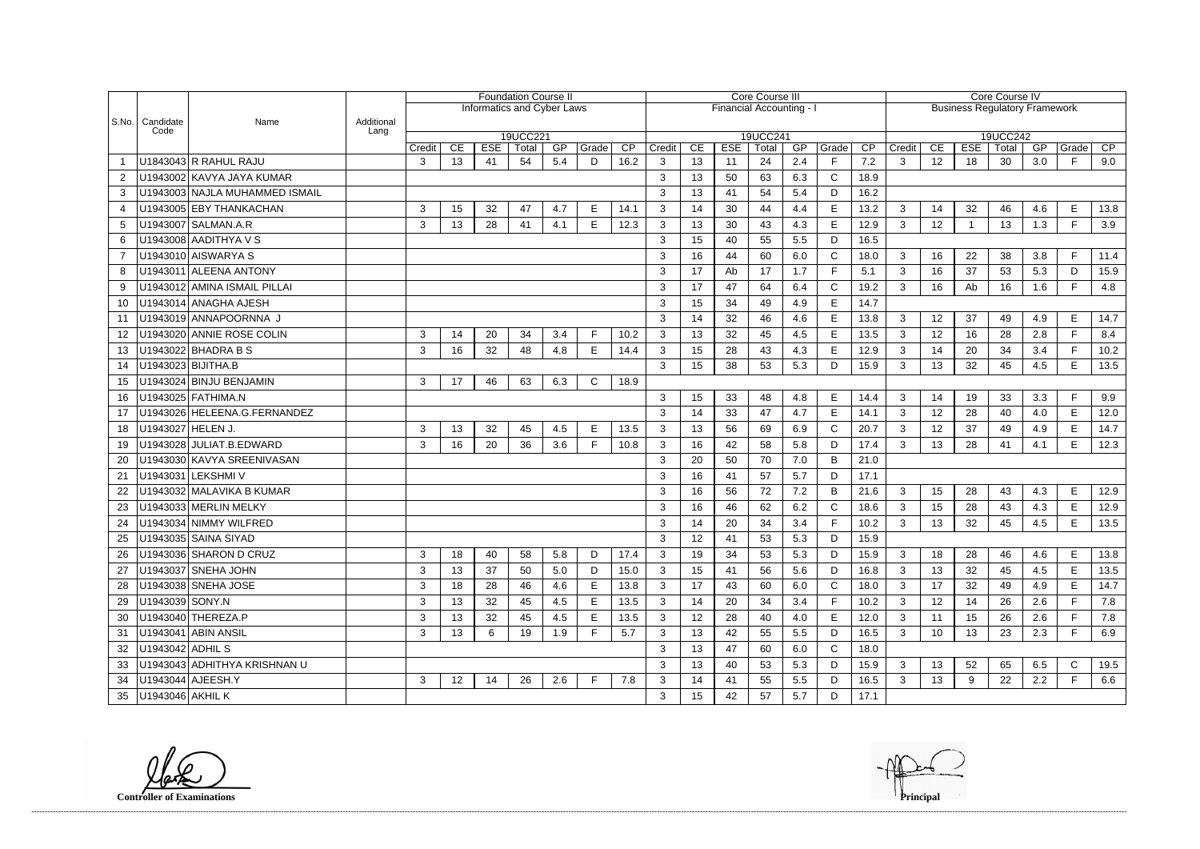| S.No. | Candidate Code | Name | Additional Lang | Foundation Course II | | | | | | | Core Course III | | | | | | | Core Course IV | | | | | | |
|---|---|---|---|---|---|---|---|---|---|---|---|---|---|---|---|---|---|---|---|---|---|---|---|---|
| | | | | Informatics and Cyber Laws | | | | | | | Financial Accounting - I | | | | | | | Business Regulatory Framework | | | | | | |
| | | | | 19UCC221 | | | | | | | 19UCC241 | | | | | | | 19UCC242 | | | | | | |
| | | | | Credit | CE | ESE | Total | GP | Grade | CP | Credit | CE | ESE | Total | GP | Grade | CP | Credit | CE | ESE | Total | GP | Grade | CP |
| 1 | U1843043 | R RAHUL RAJU | | 3 | 13 | 41 | 54 | 5.4 | D | 16.2 | 3 | 13 | 11 | 24 | 2.4 | F | 7.2 | 3 | 12 | 18 | 30 | 3.0 | F | 9.0 |
| 2 | U1943002 | KAVYA JAYA KUMAR | | | | | | | | | 3 | 13 | 50 | 63 | 6.3 | C | 18.9 | | | | | | | |
| 3 | U1943003 | NAJLA MUHAMMED ISMAIL | | | | | | | | | 3 | 13 | 41 | 54 | 5.4 | D | 16.2 | | | | | | | |
| 4 | U1943005 | EBY THANKACHAN | | 3 | 15 | 32 | 47 | 4.7 | E | 14.1 | 3 | 14 | 30 | 44 | 4.4 | E | 13.2 | 3 | 14 | 32 | 46 | 4.6 | E | 13.8 |
| 5 | U1943007 | SALMAN.A.R | | 3 | 13 | 28 | 41 | 4.1 | E | 12.3 | 3 | 13 | 30 | 43 | 4.3 | E | 12.9 | 3 | 12 | 1 | 13 | 1.3 | F | 3.9 |
| 6 | U1943008 | AADITHYA V S | | | | | | | | | 3 | 15 | 40 | 55 | 5.5 | D | 16.5 | | | | | | | |
| 7 | U1943010 | AISWARYA S | | | | | | | | | 3 | 16 | 44 | 60 | 6.0 | C | 18.0 | 3 | 16 | 22 | 38 | 3.8 | F | 11.4 |
| 8 | U1943011 | ALEENA ANTONY | | | | | | | | | 3 | 17 | Ab | 17 | 1.7 | F | 5.1 | 3 | 16 | 37 | 53 | 5.3 | D | 15.9 |
| 9 | U1943012 | AMINA ISMAIL PILLAI | | | | | | | | | 3 | 17 | 47 | 64 | 6.4 | C | 19.2 | 3 | 16 | Ab | 16 | 1.6 | F | 4.8 |
| 10 | U1943014 | ANAGHA AJESH | | | | | | | | | 3 | 15 | 34 | 49 | 4.9 | E | 14.7 | | | | | | | |
| 11 | U1943019 | ANNAPOORNNA J | | | | | | | | | 3 | 14 | 32 | 46 | 4.6 | E | 13.8 | 3 | 12 | 37 | 49 | 4.9 | E | 14.7 |
| 12 | U1943020 | ANNIE ROSE COLIN | | 3 | 14 | 20 | 34 | 3.4 | F | 10.2 | 3 | 13 | 32 | 45 | 4.5 | E | 13.5 | 3 | 12 | 16 | 28 | 2.8 | F | 8.4 |
| 13 | U1943022 | BHADRA B S | | 3 | 16 | 32 | 48 | 4.8 | E | 14.4 | 3 | 15 | 28 | 43 | 4.3 | E | 12.9 | 3 | 14 | 20 | 34 | 3.4 | F | 10.2 |
| 14 | U1943023 | BIJITHA.B | | | | | | | | | 3 | 15 | 38 | 53 | 5.3 | D | 15.9 | 3 | 13 | 32 | 45 | 4.5 | E | 13.5 |
| 15 | U1943024 | BINJU BENJAMIN | | 3 | 17 | 46 | 63 | 6.3 | C | 18.9 | | | | | | | | | | | | | | |
| 16 | U1943025 | FATHIMA.N | | | | | | | | | 3 | 15 | 33 | 48 | 4.8 | E | 14.4 | 3 | 14 | 19 | 33 | 3.3 | F | 9.9 |
| 17 | U1943026 | HELEENA.G.FERNANDEZ | | | | | | | | | 3 | 14 | 33 | 47 | 4.7 | E | 14.1 | 3 | 12 | 28 | 40 | 4.0 | E | 12.0 |
| 18 | U1943027 | HELEN J. | | 3 | 13 | 32 | 45 | 4.5 | E | 13.5 | 3 | 13 | 56 | 69 | 6.9 | C | 20.7 | 3 | 12 | 37 | 49 | 4.9 | E | 14.7 |
| 19 | U1943028 | JULIAT.B.EDWARD | | 3 | 16 | 20 | 36 | 3.6 | F | 10.8 | 3 | 16 | 42 | 58 | 5.8 | D | 17.4 | 3 | 13 | 28 | 41 | 4.1 | E | 12.3 |
| 20 | U1943030 | KAVYA SREENIVASAN | | | | | | | | | 3 | 20 | 50 | 70 | 7.0 | B | 21.0 | | | | | | | |
| 21 | U1943031 | LEKSHMI V | | | | | | | | | 3 | 16 | 41 | 57 | 5.7 | D | 17.1 | | | | | | | |
| 22 | U1943032 | MALAVIKA B KUMAR | | | | | | | | | 3 | 16 | 56 | 72 | 7.2 | B | 21.6 | 3 | 15 | 28 | 43 | 4.3 | E | 12.9 |
| 23 | U1943033 | MERLIN MELKY | | | | | | | | | 3 | 16 | 46 | 62 | 6.2 | C | 18.6 | 3 | 15 | 28 | 43 | 4.3 | E | 12.9 |
| 24 | U1943034 | NIMMY WILFRED | | | | | | | | | 3 | 14 | 20 | 34 | 3.4 | F | 10.2 | 3 | 13 | 32 | 45 | 4.5 | E | 13.5 |
| 25 | U1943035 | SAINA SIYAD | | | | | | | | | 3 | 12 | 41 | 53 | 5.3 | D | 15.9 | | | | | | | |
| 26 | U1943036 | SHARON D CRUZ | | 3 | 18 | 40 | 58 | 5.8 | D | 17.4 | 3 | 19 | 34 | 53 | 5.3 | D | 15.9 | 3 | 18 | 28 | 46 | 4.6 | E | 13.8 |
| 27 | U1943037 | SNEHA JOHN | | 3 | 13 | 37 | 50 | 5.0 | D | 15.0 | 3 | 15 | 41 | 56 | 5.6 | D | 16.8 | 3 | 13 | 32 | 45 | 4.5 | E | 13.5 |
| 28 | U1943038 | SNEHA JOSE | | 3 | 18 | 28 | 46 | 4.6 | E | 13.8 | 3 | 17 | 43 | 60 | 6.0 | C | 18.0 | 3 | 17 | 32 | 49 | 4.9 | E | 14.7 |
| 29 | U1943039 | SONY.N | | 3 | 13 | 32 | 45 | 4.5 | E | 13.5 | 3 | 14 | 20 | 34 | 3.4 | F | 10.2 | 3 | 12 | 14 | 26 | 2.6 | F | 7.8 |
| 30 | U1943040 | THEREZA.P | | 3 | 13 | 32 | 45 | 4.5 | E | 13.5 | 3 | 12 | 28 | 40 | 4.0 | E | 12.0 | 3 | 11 | 15 | 26 | 2.6 | F | 7.8 |
| 31 | U1943041 | ABIN ANSIL | | 3 | 13 | 6 | 19 | 1.9 | F | 5.7 | 3 | 13 | 42 | 55 | 5.5 | D | 16.5 | 3 | 10 | 13 | 23 | 2.3 | F | 6.9 |
| 32 | U1943042 | ADHIL S | | | | | | | | | 3 | 13 | 47 | 60 | 6.0 | C | 18.0 | | | | | | | |
| 33 | U1943043 | ADHITHYA KRISHNAN U | | | | | | | | | 3 | 13 | 40 | 53 | 5.3 | D | 15.9 | 3 | 13 | 52 | 65 | 6.5 | C | 19.5 |
| 34 | U1943044 | AJEESH.Y | | 3 | 12 | 14 | 26 | 2.6 | F | 7.8 | 3 | 14 | 41 | 55 | 5.5 | D | 16.5 | 3 | 13 | 9 | 22 | 2.2 | F | 6.6 |
| 35 | U1943046 | AKHIL K | | | | | | | | | 3 | 15 | 42 | 57 | 5.7 | D | 17.1 | | | | | | | |

**Controller of Examinations**

**Principal**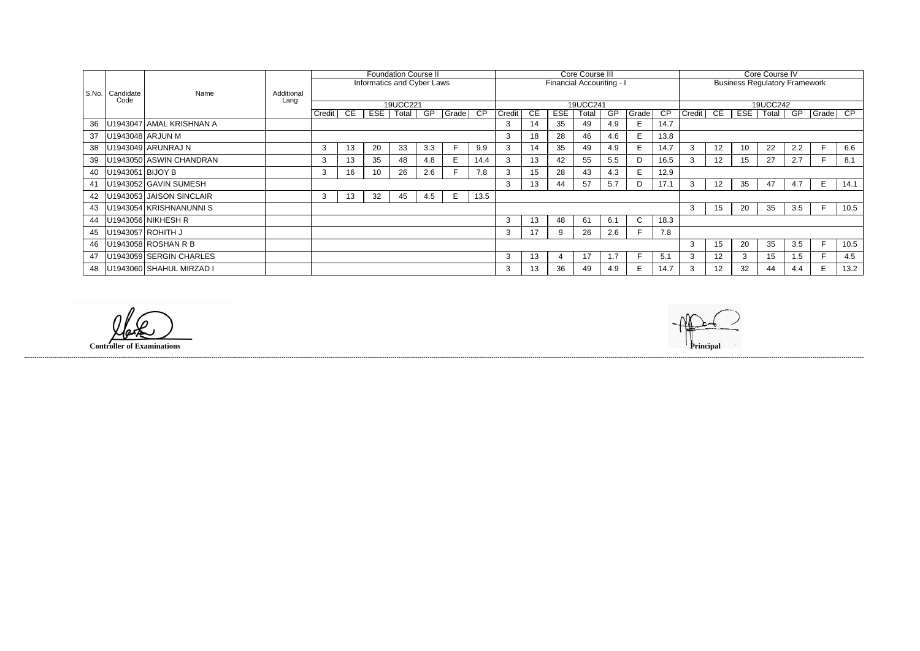| S.No. | Candidate Code | Name | Additional Lang | Foundation Course II | | | | | | | Core Course III | | | | | | | Core Course IV | | | | | | |
|---|---|---|---|---|---|---|---|---|---|---|---|---|---|---|---|---|---|---|---|---|---|---|---|---|
| | | | | Informatics and Cyber Laws | | | | | | | Financial Accounting - I | | | | | | | Business Regulatory Framework | | | | | | |
| | | | | 19UCC221 | | | | | | | 19UCC241 | | | | | | | 19UCC242 | | | | | | |
| | | | | Credit | CE | ESE | Total | GP | Grade | CP | Credit | CE | ESE | Total | GP | Grade | CP | Credit | CE | ESE | Total | GP | Grade | CP |
| 36 | U1943047 | AMAL KRISHNAN A | | | | | | | | | 3 | 14 | 35 | 49 | 4.9 | E | 14.7 | | | | | | | |
| 37 | U1943048 | ARJUN M | | | | | | | | | 3 | 18 | 28 | 46 | 4.6 | E | 13.8 | | | | | | | |
| 38 | U1943049 | ARUNRAJ N | | 3 | 13 | 20 | 33 | 3.3 | F | 9.9 | 3 | 14 | 35 | 49 | 4.9 | E | 14.7 | 3 | 12 | 10 | 22 | 2.2 | F | 6.6 |
| 39 | U1943050 | ASWIN CHANDRAN | | 3 | 13 | 35 | 48 | 4.8 | E | 14.4 | 3 | 13 | 42 | 55 | 5.5 | D | 16.5 | 3 | 12 | 15 | 27 | 2.7 | F | 8.1 |
| 40 | U1943051 | BIJOY B | | 3 | 16 | 10 | 26 | 2.6 | F | 7.8 | 3 | 15 | 28 | 43 | 4.3 | E | 12.9 | | | | | | | |
| 41 | U1943052 | GAVIN SUMESH | | | | | | | | | 3 | 13 | 44 | 57 | 5.7 | D | 17.1 | 3 | 12 | 35 | 47 | 4.7 | E | 14.1 |
| 42 | U1943053 | JAISON SINCLAIR | | 3 | 13 | 32 | 45 | 4.5 | E | 13.5 | | | | | | | | | | | | | | |
| 43 | U1943054 | KRISHNANUNNI S | | | | | | | | | | | | | | | | 3 | 15 | 20 | 35 | 3.5 | F | 10.5 |
| 44 | U1943056 | NIKHESH R | | | | | | | | | 3 | 13 | 48 | 61 | 6.1 | C | 18.3 | | | | | | | |
| 45 | U1943057 | ROHITH J | | | | | | | | | 3 | 17 | 9 | 26 | 2.6 | F | 7.8 | | | | | | | |
| 46 | U1943058 | ROSHAN R B | | | | | | | | | | | | | | | | 3 | 15 | 20 | 35 | 3.5 | F | 10.5 |
| 47 | U1943059 | SERGIN CHARLES | | | | | | | | | 3 | 13 | 4 | 17 | 1.7 | F | 5.1 | 3 | 12 | 3 | 15 | 1.5 | F | 4.5 |
| 48 | U1943060 | SHAHUL MIRZAD I | | | | | | | | | 3 | 13 | 36 | 49 | 4.9 | E | 14.7 | 3 | 12 | 32 | 44 | 4.4 | E | 13.2 |

**Controller of Examinations**

**Principal**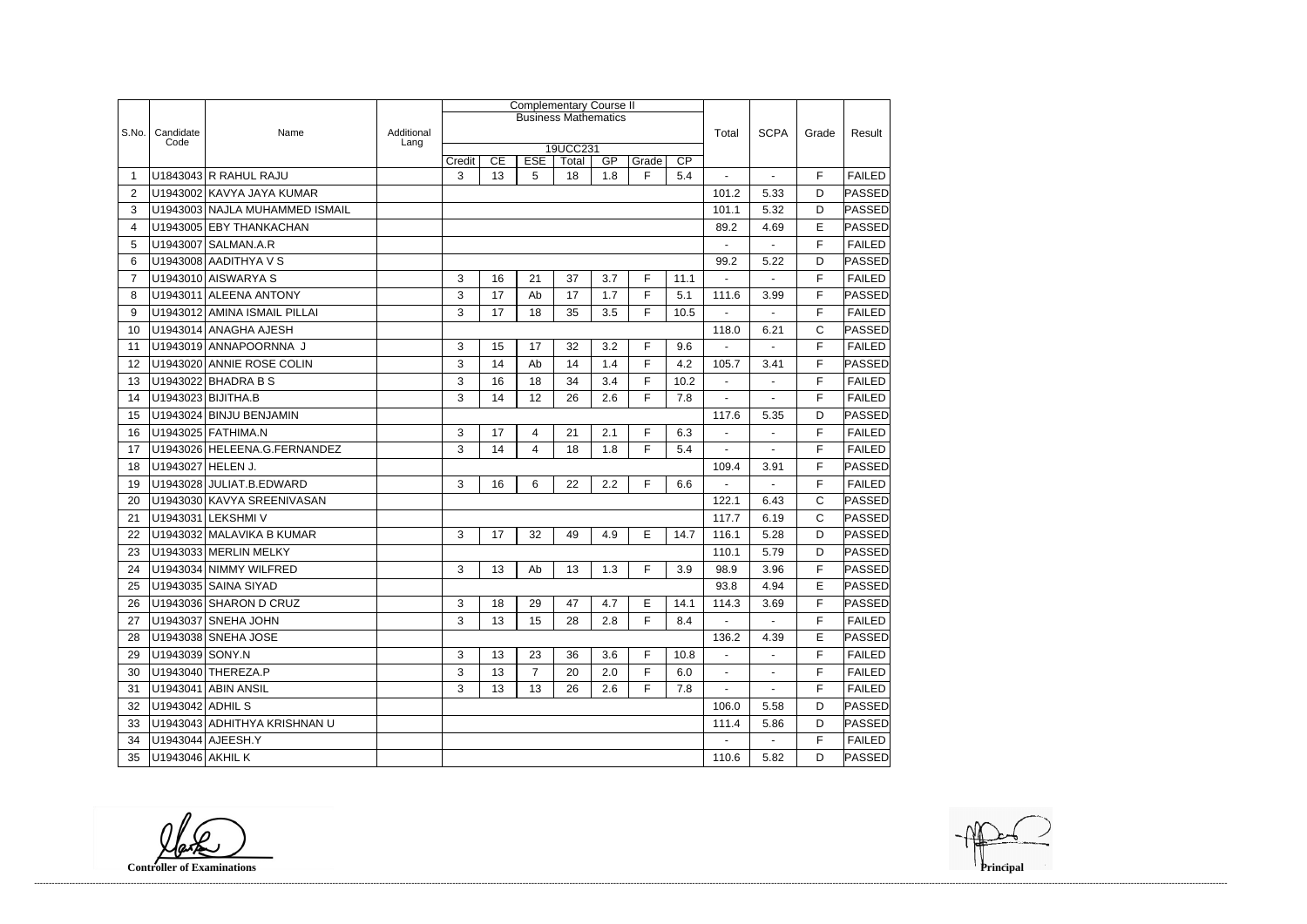| S.No. | Candidate Code | Name | Additional Lang | Complementary Course II Business Mathematics 19UCC231 | | | | | | | Total | SCPA | Grade | Result |
|---|---|---|---|---|---|---|---|---|---|---|---|---|---|---|
| | | | | Credit | CE | ESE | Total | GP | Grade | CP | | | | |
| 1 | U1843043 | R RAHUL RAJU | | 3 | 13 | 5 | 18 | 1.8 | F | 5.4 | - | - | F | FAILED |
| 2 | U1943002 | KAVYA JAYA KUMAR | | | | | | | | | 101.2 | 5.33 | D | PASSED |
| 3 | U1943003 | NAJLA MUHAMMED ISMAIL | | | | | | | | | 101.1 | 5.32 | D | PASSED |
| 4 | U1943005 | EBY THANKACHAN | | | | | | | | | 89.2 | 4.69 | E | PASSED |
| 5 | U1943007 | SALMAN.A.R | | | | | | | | | - | - | F | FAILED |
| 6 | U1943008 | AADITHYA V S | | | | | | | | | 99.2 | 5.22 | D | PASSED |
| 7 | U1943010 | AISWARYA S | | 3 | 16 | 21 | 37 | 3.7 | F | 11.1 | - | - | F | FAILED |
| 8 | U1943011 | ALEENA ANTONY | | 3 | 17 | Ab | 17 | 1.7 | F | 5.1 | 111.6 | 3.99 | F | PASSED |
| 9 | U1943012 | AMINA ISMAIL PILLAI | | 3 | 17 | 18 | 35 | 3.5 | F | 10.5 | - | - | F | FAILED |
| 10 | U1943014 | ANAGHA AJESH | | | | | | | | | 118.0 | 6.21 | C | PASSED |
| 11 | U1943019 | ANNAPOORNNA J | | 3 | 15 | 17 | 32 | 3.2 | F | 9.6 | - | - | F | FAILED |
| 12 | U1943020 | ANNIE ROSE COLIN | | 3 | 14 | Ab | 14 | 1.4 | F | 4.2 | 105.7 | 3.41 | F | PASSED |
| 13 | U1943022 | BHADRA B S | | 3 | 16 | 18 | 34 | 3.4 | F | 10.2 | - | - | F | FAILED |
| 14 | U1943023 | BIJITHA.B | | 3 | 14 | 12 | 26 | 2.6 | F | 7.8 | - | - | F | FAILED |
| 15 | U1943024 | BINJU BENJAMIN | | | | | | | | | 117.6 | 5.35 | D | PASSED |
| 16 | U1943025 | FATHIMA.N | | 3 | 17 | 4 | 21 | 2.1 | F | 6.3 | - | - | F | FAILED |
| 17 | U1943026 | HELEENA.G.FERNANDEZ | | 3 | 14 | 4 | 18 | 1.8 | F | 5.4 | - | - | F | FAILED |
| 18 | U1943027 | HELEN J. | | | | | | | | | 109.4 | 3.91 | F | PASSED |
| 19 | U1943028 | JULIAT.B.EDWARD | | 3 | 16 | 6 | 22 | 2.2 | F | 6.6 | - | - | F | FAILED |
| 20 | U1943030 | KAVYA SREENIVASAN | | | | | | | | | 122.1 | 6.43 | C | PASSED |
| 21 | U1943031 | LEKSHMI V | | | | | | | | | 117.7 | 6.19 | C | PASSED |
| 22 | U1943032 | MALAVIKA B KUMAR | | 3 | 17 | 32 | 49 | 4.9 | E | 14.7 | 116.1 | 5.28 | D | PASSED |
| 23 | U1943033 | MERLIN MELKY | | | | | | | | | 110.1 | 5.79 | D | PASSED |
| 24 | U1943034 | NIMMY WILFRED | | 3 | 13 | Ab | 13 | 1.3 | F | 3.9 | 98.9 | 3.96 | F | PASSED |
| 25 | U1943035 | SAINA SIYAD | | | | | | | | | 93.8 | 4.94 | E | PASSED |
| 26 | U1943036 | SHARON D CRUZ | | 3 | 18 | 29 | 47 | 4.7 | E | 14.1 | 114.3 | 3.69 | F | PASSED |
| 27 | U1943037 | SNEHA JOHN | | 3 | 13 | 15 | 28 | 2.8 | F | 8.4 | - | - | F | FAILED |
| 28 | U1943038 | SNEHA JOSE | | | | | | | | | 136.2 | 4.39 | E | PASSED |
| 29 | U1943039 | SONY.N | | 3 | 13 | 23 | 36 | 3.6 | F | 10.8 | - | - | F | FAILED |
| 30 | U1943040 | THEREZA.P | | 3 | 13 | 7 | 20 | 2.0 | F | 6.0 | - | - | F | FAILED |
| 31 | U1943041 | ABIN ANSIL | | 3 | 13 | 13 | 26 | 2.6 | F | 7.8 | - | - | F | FAILED |
| 32 | U1943042 | ADHIL S | | | | | | | | | 106.0 | 5.58 | D | PASSED |
| 33 | U1943043 | ADHITHYA KRISHNAN U | | | | | | | | | 111.4 | 5.86 | D | PASSED |
| 34 | U1943044 | AJEESH.Y | | | | | | | | | - | - | F | FAILED |
| 35 | U1943046 | AKHIL K | | | | | | | | | 110.6 | 5.82 | D | PASSED |

Controller of Examinations

Principal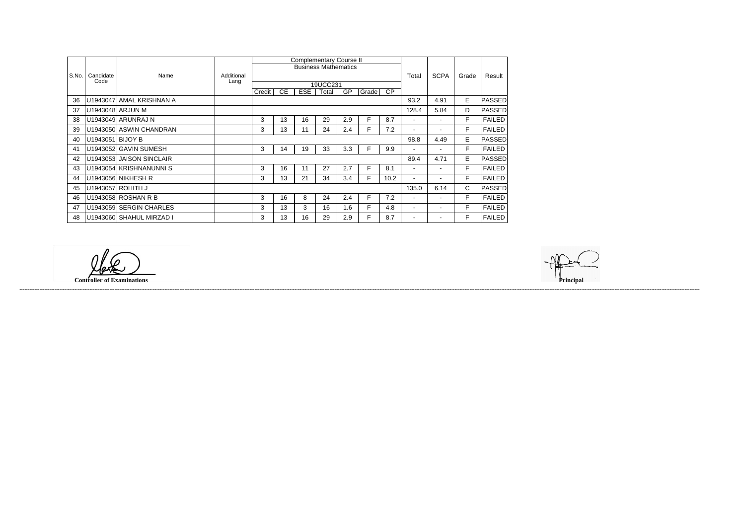| S.No. | Candidate Code | Name | Additional Lang | Complementary Course II Business Mathematics 19UCC231 | | | | | | | Total | SCPA | Grade | Result |
|---|---|---|---|---|---|---|---|---|---|---|---|---|---|---|
| | | | | Credit | CE | ESE | Total | GP | Grade | CP | | | | |
| 36 | U1943047 | AMAL KRISHNAN A | | | | | | | | | 93.2 | 4.91 | E | PASSED |
| 37 | U1943048 | ARJUN M | | | | | | | | | 128.4 | 5.84 | D | PASSED |
| 38 | U1943049 | ARUNRAJ N | | 3 | 13 | 16 | 29 | 2.9 | F | 8.7 | - | - | F | FAILED |
| 39 | U1943050 | ASWIN CHANDRAN | | 3 | 13 | 11 | 24 | 2.4 | F | 7.2 | - | - | F | FAILED |
| 40 | U1943051 | BIJOY B | | | | | | | | | 98.8 | 4.49 | E | PASSED |
| 41 | U1943052 | GAVIN SUMESH | | 3 | 14 | 19 | 33 | 3.3 | F | 9.9 | - | - | F | FAILED |
| 42 | U1943053 | JAISON SINCLAIR | | | | | | | | | 89.4 | 4.71 | E | PASSED |
| 43 | U1943054 | KRISHNANUNNI S | | 3 | 16 | 11 | 27 | 2.7 | F | 8.1 | - | - | F | FAILED |
| 44 | U1943056 | NIKHESH R | | 3 | 13 | 21 | 34 | 3.4 | F | 10.2 | - | - | F | FAILED |
| 45 | U1943057 | ROHITH J | | | | | | | | | 135.0 | 6.14 | C | PASSED |
| 46 | U1943058 | ROSHAN R B | | 3 | 16 | 8 | 24 | 2.4 | F | 7.2 | - | - | F | FAILED |
| 47 | U1943059 | SERGIN CHARLES | | 3 | 13 | 3 | 16 | 1.6 | F | 4.8 | - | - | F | FAILED |
| 48 | U1943060 | SHAHUL MIRZAD I | | 3 | 13 | 16 | 29 | 2.9 | F | 8.7 | - | - | F | FAILED |

**Controller of Examinations**

**Principal**